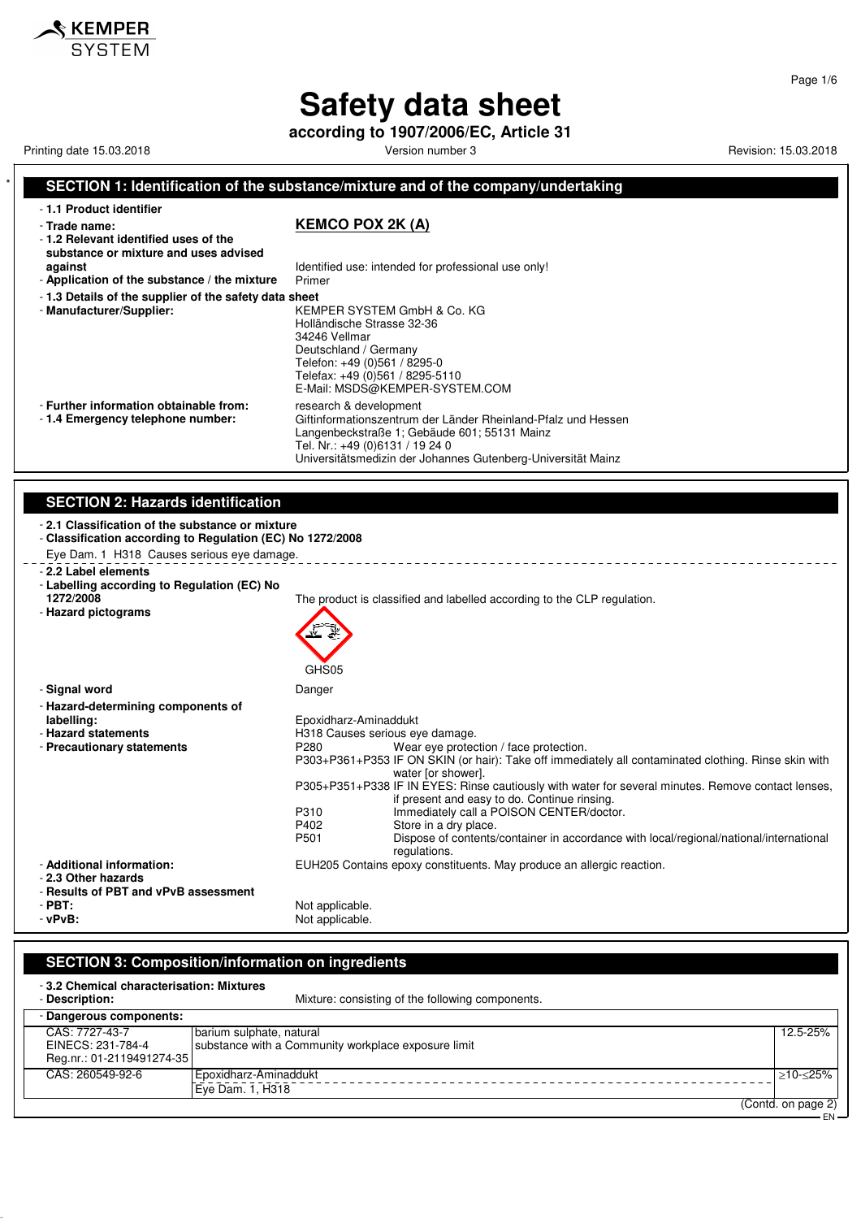KEMPER SYSTEM

# Safety data sheet

**according to 1907/2006/EC, Article 31**

Printing date 15.03.2018 | Version number 3 | Revision: 15.03.2018

## SECTION 1: Identification of the substance/mixture and of the company/undertaking

- **1.1 Product identifier**
- **Trade name:** **KEMCO POX 2K (A)**
- **1.2 Relevant identified uses of the substance or mixture and uses advised against** Identified use: intended for professional use only!
- **Application of the substance / the mixture** Primer
- **1.3 Details of the supplier of the safety data sheet**
- **Manufacturer/Supplier:**
  KEMPER SYSTEM GmbH & Co. KG
  Holländische Strasse 32-36
  34246 Vellmar
  Deutschland / Germany
  Telefon: +49 (0)561 / 8295-0
  Telefax: +49 (0)561 / 8295-5110
  E-Mail: MSDS@KEMPER-SYSTEM.COM
- **Further information obtainable from:** research & development
- **1.4 Emergency telephone number:**
  Giftinformationszentrum der Länder Rheinland-Pfalz und Hessen
  Langenbeckstraße 1; Gebäude 601; 55131 Mainz
  Tel. Nr.: +49 (0)6131 / 19 24 0
  Universitätsmedizin der Johannes Gutenberg-Universität Mainz

## SECTION 2: Hazards identification

- **2.1 Classification of the substance or mixture**
- **Classification according to Regulation (EC) No 1272/2008**

Eye Dam. 1 H318 Causes serious eye damage.

- **2.2 Label elements**
- **Labelling according to Regulation (EC) No 1272/2008** The product is classified and labelled according to the CLP regulation.
- **Hazard pictograms**

GHS05

- **Signal word** Danger
- **Hazard-determining components of labelling:** Epoxidharz-Aminaddukt
- **Hazard statements** H318 Causes serious eye damage.
- **Precautionary statements**
  - P280 Wear eye protection / face protection.
  - P303+P361+P353 IF ON SKIN (or hair): Take off immediately all contaminated clothing. Rinse skin with water [or shower].
  - P305+P351+P338 IF IN EYES: Rinse cautiously with water for several minutes. Remove contact lenses, if present and easy to do. Continue rinsing.
  - P310 Immediately call a POISON CENTER/doctor.
  - P402 Store in a dry place.
  - P501 Dispose of contents/container in accordance with local/regional/national/international regulations.
- **Additional information:** EUH205 Contains epoxy constituents. May produce an allergic reaction.
- **2.3 Other hazards**
- **Results of PBT and vPvB assessment**
- **PBT:** Not applicable.
- **vPvB:** Not applicable.

## SECTION 3: Composition/information on ingredients

- **3.2 Chemical characterisation: Mixtures**
- **Description:** Mixture: consisting of the following components.

| Dangerous components: | | |
|---|---|---|
| CAS: 7727-43-7<br>EINECS: 231-784-4<br>Reg.nr.: 01-2119491274-35 | barium sulphate, natural<br>substance with a Community workplace exposure limit | 12.5-25% |
| CAS: 260549-92-6 | Epoxidharz-Aminaddukt<br>Eye Dam. 1, H318 | ≥10-≤25% |

(Contd. on page 2)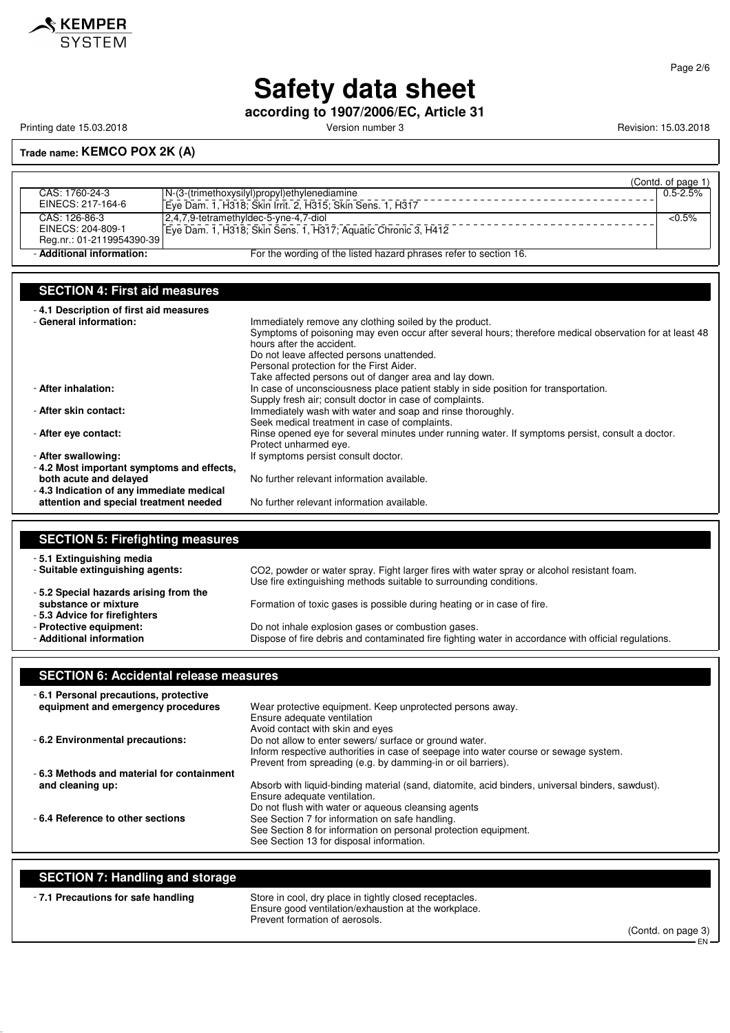# Safety data sheet

**according to 1907/2006/EC, Article 31**

Printing date 15.03.2018 | Version number 3 | Revision: 15.03.2018

**Trade name: KEMCO POX 2K (A)**

(Contd. of page 1)

| | | |
|---|---|---|
| CAS: 1760-24-3<br>EINECS: 217-164-6 | N-(3-(trimethoxysilyl)propyl)ethylenediamine<br>Eye Dam. 1, H318; Skin Irrit. 2, H315; Skin Sens. 1, H317 | 0.5-2.5% |
| CAS: 126-86-3<br>EINECS: 204-809-1<br>Reg.nr.: 01-2119954390-39 | 2,4,7,9-tetramethyldec-5-yne-4,7-diol<br>Eye Dam. 1, H318; Skin Sens. 1, H317; Aquatic Chronic 3, H412 | <0.5% |

- **Additional information:** For the wording of the listed hazard phrases refer to section 16.

## SECTION 4: First aid measures

- **4.1 Description of first aid measures**
- **General information:** Immediately remove any clothing soiled by the product.
  Symptoms of poisoning may even occur after several hours; therefore medical observation for at least 48 hours after the accident.
  Do not leave affected persons unattended.
  Personal protection for the First Aider.
  Take affected persons out of danger area and lay down.
- **After inhalation:** In case of unconsciousness place patient stably in side position for transportation.
  Supply fresh air; consult doctor in case of complaints.
- **After skin contact:** Immediately wash with water and soap and rinse thoroughly.
  Seek medical treatment in case of complaints.
- **After eye contact:** Rinse opened eye for several minutes under running water. If symptoms persist, consult a doctor.
  Protect unharmed eye.
- **After swallowing:** If symptoms persist consult doctor.
- **4.2 Most important symptoms and effects, both acute and delayed** No further relevant information available.
- **4.3 Indication of any immediate medical attention and special treatment needed** No further relevant information available.

## SECTION 5: Firefighting measures

- **5.1 Extinguishing media**
- **Suitable extinguishing agents:** $CO_2$, powder or water spray. Fight larger fires with water spray or alcohol resistant foam.
  Use fire extinguishing methods suitable to surrounding conditions.
- **5.2 Special hazards arising from the substance or mixture** Formation of toxic gases is possible during heating or in case of fire.
- **5.3 Advice for firefighters**
- **Protective equipment:** Do not inhale explosion gases or combustion gases.
- **Additional information** Dispose of fire debris and contaminated fire fighting water in accordance with official regulations.

## SECTION 6: Accidental release measures

- **6.1 Personal precautions, protective equipment and emergency procedures** Wear protective equipment. Keep unprotected persons away.
  Ensure adequate ventilation
  Avoid contact with skin and eyes
- **6.2 Environmental precautions:** Do not allow to enter sewers/ surface or ground water.
  Inform respective authorities in case of seepage into water course or sewage system.
  Prevent from spreading (e.g. by damming-in or oil barriers).
- **6.3 Methods and material for containment and cleaning up:** Absorb with liquid-binding material (sand, diatomite, acid binders, universal binders, sawdust).
  Ensure adequate ventilation.
  Do not flush with water or aqueous cleansing agents
- **6.4 Reference to other sections** See Section 7 for information on safe handling.
  See Section 8 for information on personal protection equipment.
  See Section 13 for disposal information.

## SECTION 7: Handling and storage

- **7.1 Precautions for safe handling** Store in cool, dry place in tightly closed receptacles.
  Ensure good ventilation/exhaustion at the workplace.
  Prevent formation of aerosols.

(Contd. on page 3)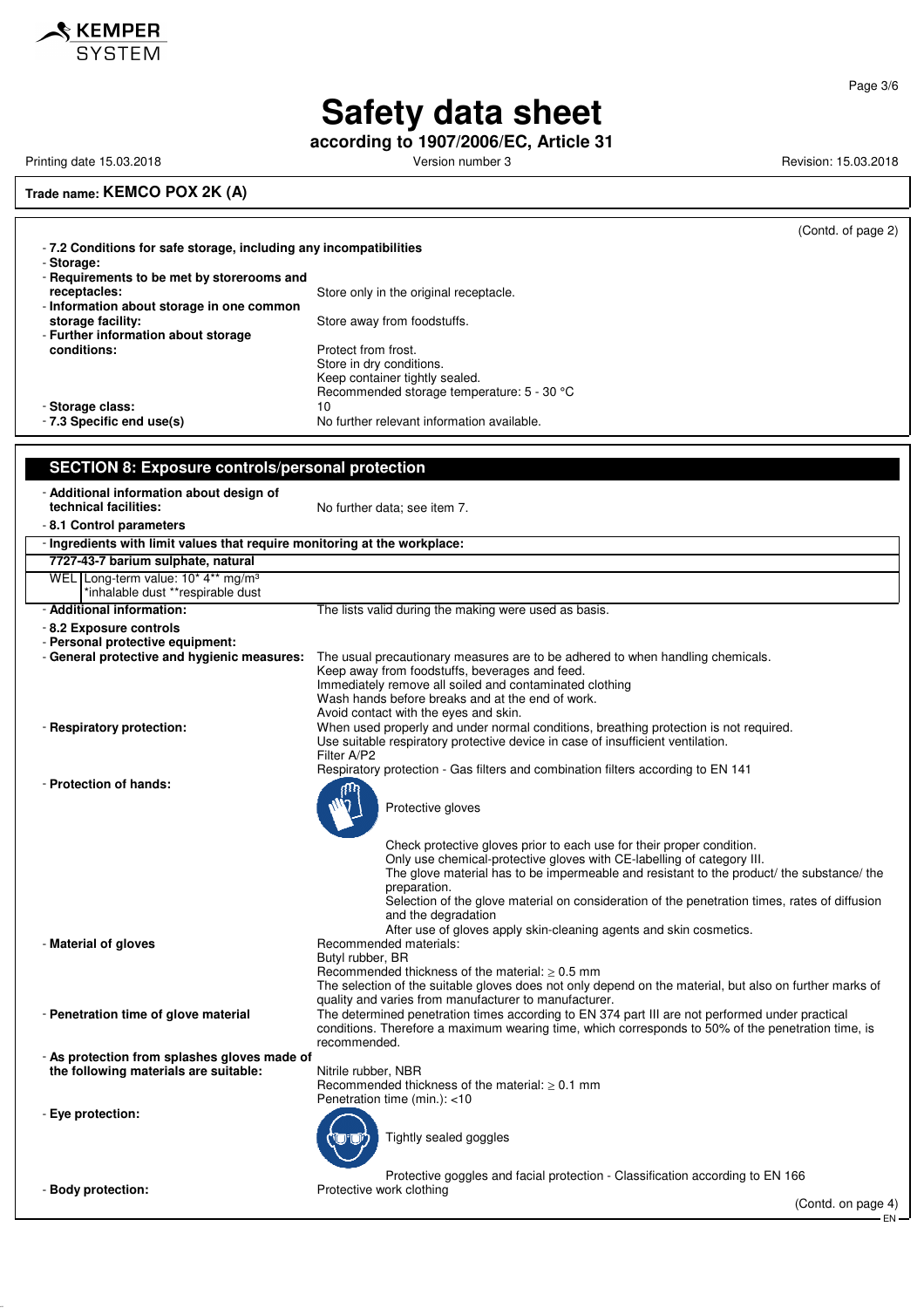**Trade name: KEMCO POX 2K (A)**

(Contd. of page 2)

- **7.2 Conditions for safe storage, including any incompatibilities**
- **Storage:**
- **Requirements to be met by storerooms and receptacles:** Store only in the original receptacle.
- **Information about storage in one common storage facility:** Store away from foodstuffs.
- **Further information about storage conditions:** Protect from frost.
  Store in dry conditions.
  Keep container tightly sealed.
  Recommended storage temperature: 5 - 30 °C
- **Storage class:** 10
- **7.3 Specific end use(s)** No further relevant information available.

## SECTION 8: Exposure controls/personal protection

- **Additional information about design of technical facilities:** No further data; see item 7.
- **8.1 Control parameters**

| - Ingredients with limit values that require monitoring at the workplace: | |
|---|---|
| **7727-43-7 barium sulphate, natural** | |
| WEL | Long-term value: 10* 4** mg/m³<br>*inhalable dust **respirable dust |

- **Additional information:** The lists valid during the making were used as basis.
- **8.2 Exposure controls**
- **Personal protective equipment:**
- **General protective and hygienic measures:** The usual precautionary measures are to be adhered to when handling chemicals.
  Keep away from foodstuffs, beverages and feed.
  Immediately remove all soiled and contaminated clothing
  Wash hands before breaks and at the end of work.
  Avoid contact with the eyes and skin.
- **Respiratory protection:** When used properly and under normal conditions, breathing protection is not required.
  Use suitable respiratory protective device in case of insufficient ventilation.
  Filter A/P2
  Respiratory protection - Gas filters and combination filters according to EN 141
- **Protection of hands:**

  Protective gloves

  Check protective gloves prior to each use for their proper condition.
  Only use chemical-protective gloves with CE-labelling of category III.
  The glove material has to be impermeable and resistant to the product/ the substance/ the preparation.
  Selection of the glove material on consideration of the penetration times, rates of diffusion and the degradation
  After use of gloves apply skin-cleaning agents and skin cosmetics.
- **Material of gloves** Recommended materials:
  Butyl rubber, BR
  Recommended thickness of the material: ≥ 0.5 mm
  The selection of the suitable gloves does not only depend on the material, but also on further marks of quality and varies from manufacturer to manufacturer.
- **Penetration time of glove material** The determined penetration times according to EN 374 part III are not performed under practical conditions. Therefore a maximum wearing time, which corresponds to 50% of the penetration time, is recommended.
- **As protection from splashes gloves made of the following materials are suitable:** Nitrile rubber, NBR
  Recommended thickness of the material: ≥ 0.1 mm
  Penetration time (min.): <10
- **Eye protection:**

  Tightly sealed goggles

  Protective goggles and facial protection - Classification according to EN 166
- **Body protection:** Protective work clothing

(Contd. on page 4)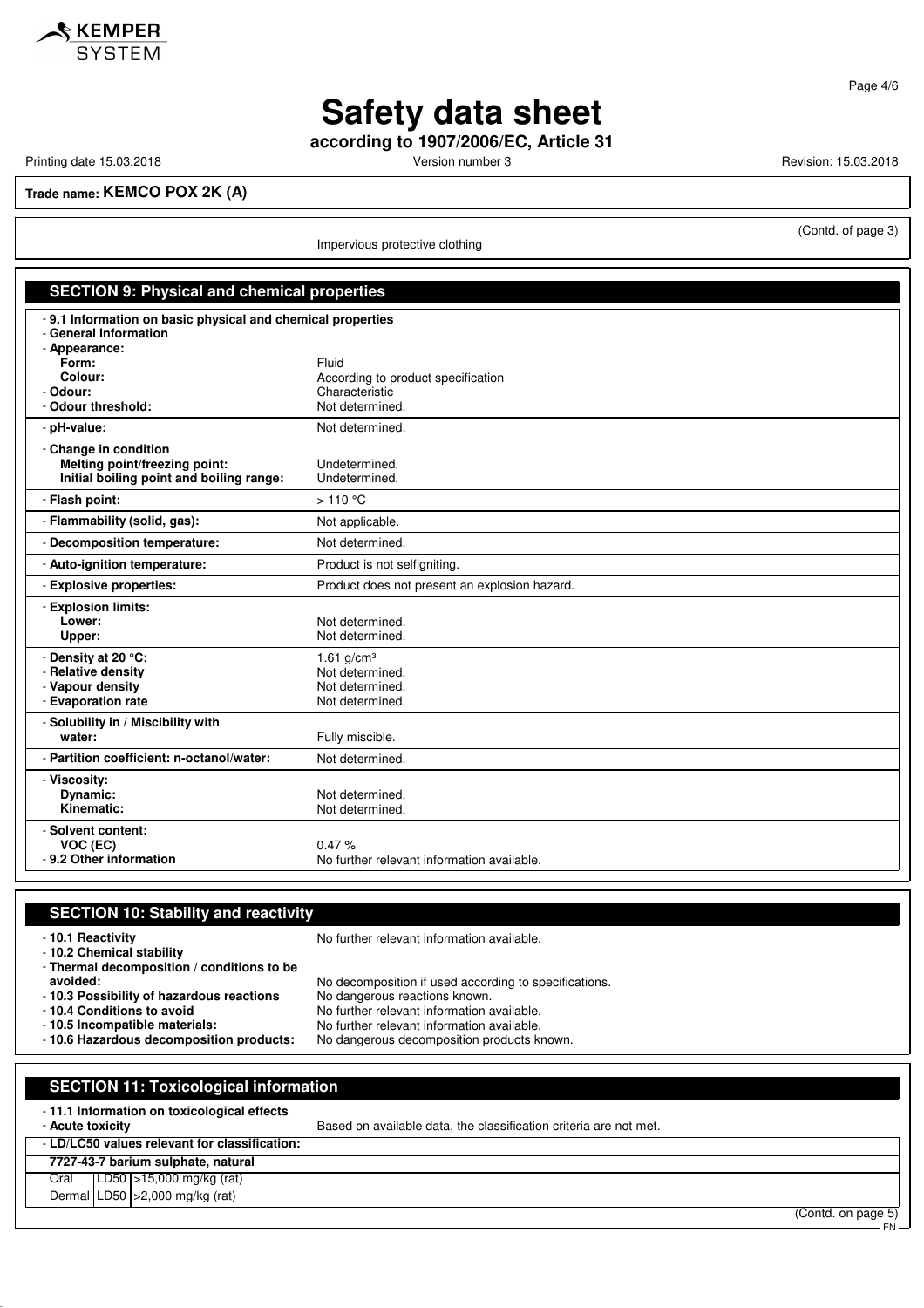(Contd. of page 3)

Impervious protective clothing

## SECTION 9: Physical and chemical properties

- **9.1 Information on basic physical and chemical properties**
- **General Information**

| | |
|---|---|
| - **Appearance:** | |
| **Form:** | Fluid |
| **Colour:** | According to product specification |
| - **Odour:** | Characteristic |
| - **Odour threshold:** | Not determined. |
| - **pH-value:** | Not determined. |
| - **Change in condition** | |
| **Melting point/freezing point:** | Undetermined. |
| **Initial boiling point and boiling range:** | Undetermined. |
| - **Flash point:** | > 110 °C |
| - **Flammability (solid, gas):** | Not applicable. |
| - **Decomposition temperature:** | Not determined. |
| - **Auto-ignition temperature:** | Product is not selfigniting. |
| - **Explosive properties:** | Product does not present an explosion hazard. |
| - **Explosion limits:** | |
| **Lower:** | Not determined. |
| **Upper:** | Not determined. |
| - **Density at 20 °C:** | 1.61 g/cm³ |
| - **Relative density** | Not determined. |
| - **Vapour density** | Not determined. |
| - **Evaporation rate** | Not determined. |
| - **Solubility in / Miscibility with** | |
| **water:** | Fully miscible. |
| - **Partition coefficient: n-octanol/water:** | Not determined. |
| - **Viscosity:** | |
| **Dynamic:** | Not determined. |
| **Kinematic:** | Not determined. |
| - **Solvent content:** | |
| **VOC (EC)** | 0.47 % |
| - **9.2 Other information** | No further relevant information available. |

## SECTION 10: Stability and reactivity

| | |
|---|---|
| - **10.1 Reactivity** | No further relevant information available. |
| - **10.2 Chemical stability** | |
| - **Thermal decomposition / conditions to be avoided:** | No decomposition if used according to specifications. |
| - **10.3 Possibility of hazardous reactions** | No dangerous reactions known. |
| - **10.4 Conditions to avoid** | No further relevant information available. |
| - **10.5 Incompatible materials:** | No further relevant information available. |
| - **10.6 Hazardous decomposition products:** | No dangerous decomposition products known. |

## SECTION 11: Toxicological information

- **11.1 Information on toxicological effects**
- **Acute toxicity** Based on available data, the classification criteria are not met.
- **LD/LC50 values relevant for classification:**

| **7727-43-7 barium sulphate, natural** | | |
|---|---|---|
| Oral | LD50 | >15,000 mg/kg (rat) |
| Dermal | LD50 | >2,000 mg/kg (rat) |

(Contd. on page 5)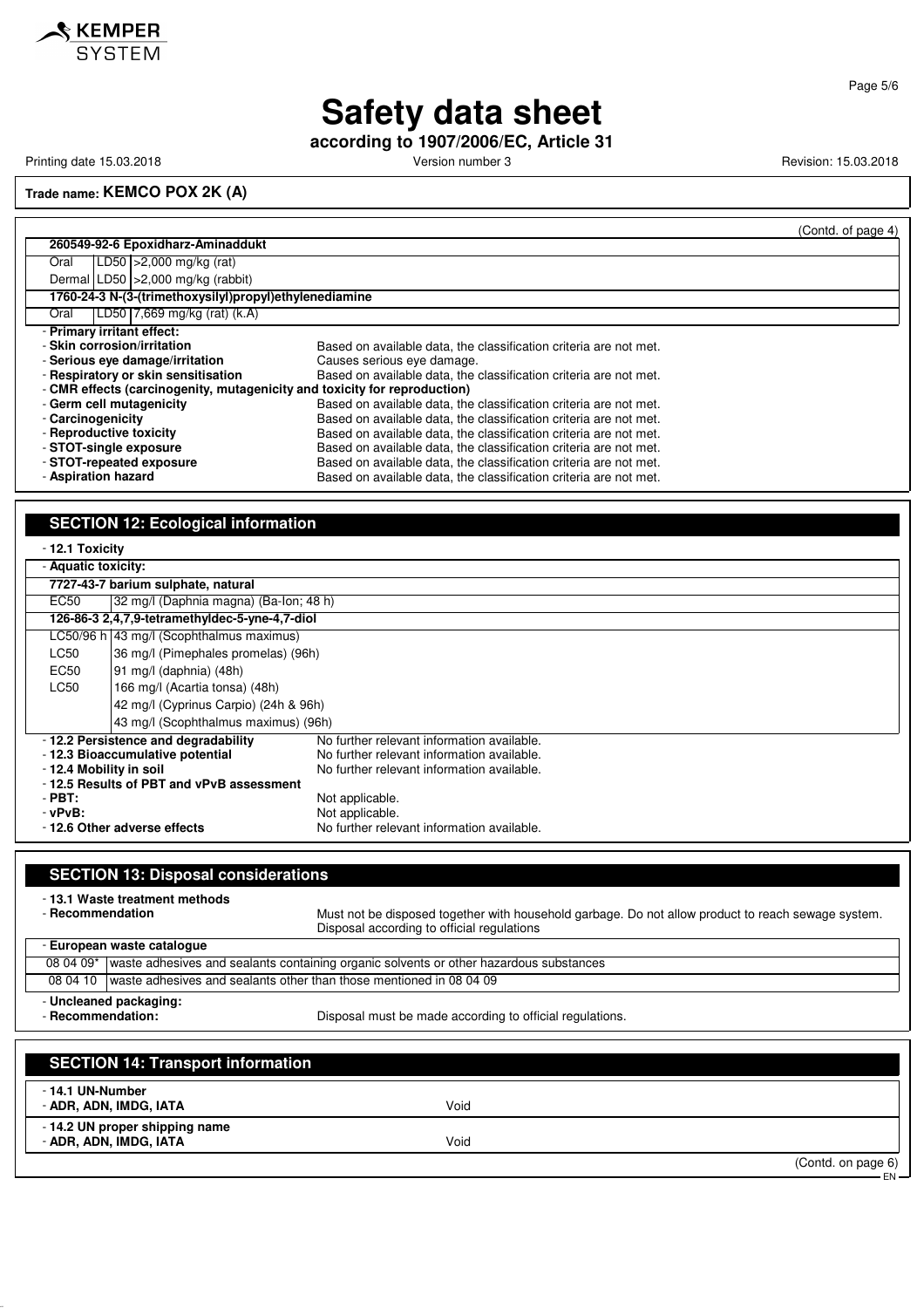# Safety data sheet

**according to 1907/2006/EC, Article 31**

Printing date 15.03.2018 Version number 3 Revision: 15.03.2018

**Trade name: KEMCO POX 2K (A)**

(Contd. of page 4)

| **260549-92-6 Epoxidharz-Aminaddukt** | | |
|---|---|---|
| Oral | LD50 | >2,000 mg/kg (rat) |
| Dermal | LD50 | >2,000 mg/kg (rabbit) |
| **1760-24-3 N-(3-(trimethoxysilyl)propyl)ethylenediamine** | | |
| Oral | LD50 | 7,669 mg/kg (rat) (k.A) |

- **Primary irritant effect:**
- **Skin corrosion/irritation** Based on available data, the classification criteria are not met.
- **Serious eye damage/irritation** Causes serious eye damage.
- **Respiratory or skin sensitisation** Based on available data, the classification criteria are not met.
- **CMR effects (carcinogenity, mutagenicity and toxicity for reproduction)**
- **Germ cell mutagenicity** Based on available data, the classification criteria are not met.
- **Carcinogenicity** Based on available data, the classification criteria are not met.
- **Reproductive toxicity** Based on available data, the classification criteria are not met.
- **STOT-single exposure** Based on available data, the classification criteria are not met.
- **STOT-repeated exposure** Based on available data, the classification criteria are not met.
- **Aspiration hazard** Based on available data, the classification criteria are not met.

## SECTION 12: Ecological information

- **12.1 Toxicity**

| **Aquatic toxicity:** | |
|---|---|
| **7727-43-7 barium sulphate, natural** | |
| EC50 | 32 mg/l (Daphnia magna) (Ba-Ion; 48 h) |
| **126-86-3 2,4,7,9-tetramethyldec-5-yne-4,7-diol** | |
| LC50/96 h | 43 mg/l (Scophthalmus maximus) |
| LC50 | 36 mg/l (Pimephales promelas) (96h) |
| EC50 | 91 mg/l (daphnia) (48h) |
| LC50 | 166 mg/l (Acartia tonsa) (48h) |
| | 42 mg/l (Cyprinus Carpio) (24h & 96h) |
| | 43 mg/l (Scophthalmus maximus) (96h) |

- **12.2 Persistence and degradability** No further relevant information available.
- **12.3 Bioaccumulative potential** No further relevant information available.
- **12.4 Mobility in soil** No further relevant information available.
- **12.5 Results of PBT and vPvB assessment**
- **PBT:** Not applicable.
- **vPvB:** Not applicable.
- **12.6 Other adverse effects** No further relevant information available.

## SECTION 13: Disposal considerations

- **13.1 Waste treatment methods**
- **Recommendation** Must not be disposed together with household garbage. Do not allow product to reach sewage system. Disposal according to official regulations

| **European waste catalogue** | |
|---|---|
| 08 04 09* | waste adhesives and sealants containing organic solvents or other hazardous substances |
| 08 04 10 | waste adhesives and sealants other than those mentioned in 08 04 09 |

- **Uncleaned packaging:**
- **Recommendation:** Disposal must be made according to official regulations.

## SECTION 14: Transport information

- **14.1 UN-Number**
- **ADR, ADN, IMDG, IATA** Void

- **14.2 UN proper shipping name**
- **ADR, ADN, IMDG, IATA** Void

(Contd. on page 6)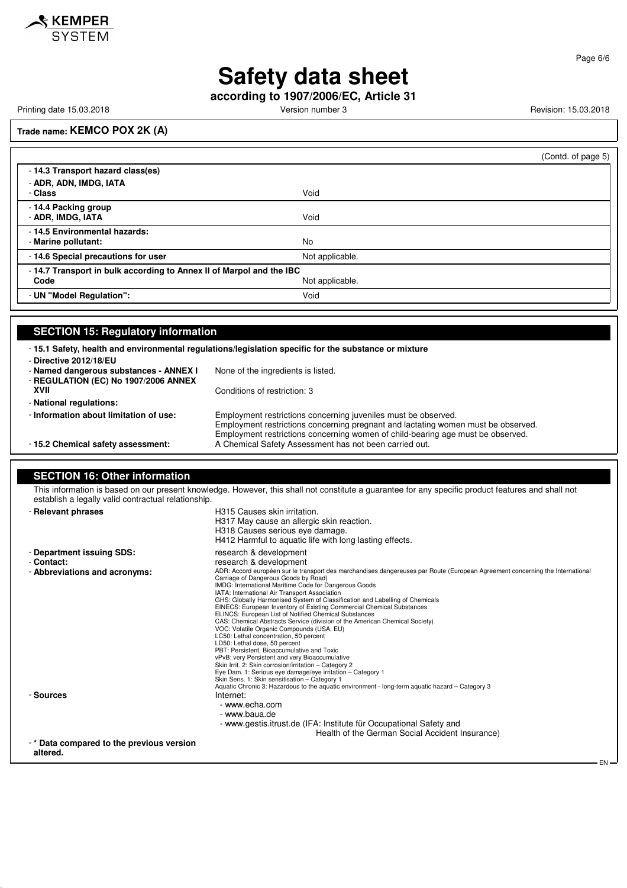# Safety data sheet

**according to 1907/2006/EC, Article 31**

Printing date 15.03.2018 Version number 3 Revision: 15.03.2018

**Trade name: KEMCO POX 2K (A)**

(Contd. of page 5)

| | |
|---|---|
| - **14.3 Transport hazard class(es)** | |
| - **ADR, ADN, IMDG, IATA** | |
| - **Class** | Void |
| - **14.4 Packing group** | |
| - **ADR, IMDG, IATA** | Void |
| - **14.5 Environmental hazards:** | |
| - **Marine pollutant:** | No |
| - **14.6 Special precautions for user** | Not applicable. |
| - **14.7 Transport in bulk according to Annex II of Marpol and the IBC Code** | Not applicable. |
| - **UN "Model Regulation":** | Void |

## SECTION 15: Regulatory information

- **15.1 Safety, health and environmental regulations/legislation specific for the substance or mixture**

| | |
|---|---|
| - **Directive 2012/18/EU** | |
| - **Named dangerous substances - ANNEX I** | None of the ingredients is listed. |
| - **REGULATION (EC) No 1907/2006 ANNEX XVII** | Conditions of restriction: 3 |
| - **National regulations:** | |
| - **Information about limitation of use:** | Employment restrictions concerning juveniles must be observed.<br>Employment restrictions concerning pregnant and lactating women must be observed.<br>Employment restrictions concerning women of child-bearing age must be observed. |
| - **15.2 Chemical safety assessment:** | A Chemical Safety Assessment has not been carried out. |

## SECTION 16: Other information

This information is based on our present knowledge. However, this shall not constitute a guarantee for any specific product features and shall not establish a legally valid contractual relationship.

- **Relevant phrases**
  - H315 Causes skin irritation.
  - H317 May cause an allergic skin reaction.
  - H318 Causes serious eye damage.
  - H412 Harmful to aquatic life with long lasting effects.
- **Department issuing SDS:** research & development
- **Contact:** research & development
- **Abbreviations and acronyms:**
  - ADR: Accord européen sur le transport des marchandises dangereuses par Route (European Agreement concerning the International Carriage of Dangerous Goods by Road)
  - IMDG: International Maritime Code for Dangerous Goods
  - IATA: International Air Transport Association
  - GHS: Globally Harmonised System of Classification and Labelling of Chemicals
  - EINECS: European Inventory of Existing Commercial Chemical Substances
  - ELINCS: European List of Notified Chemical Substances
  - CAS: Chemical Abstracts Service (division of the American Chemical Society)
  - VOC: Volatile Organic Compounds (USA, EU)
  - LC50: Lethal concentration, 50 percent
  - LD50: Lethal dose, 50 percent
  - PBT: Persistent, Bioaccumulative and Toxic
  - vPvB: very Persistent and very Bioaccumulative
  - Skin Irrit. 2: Skin corrosion/irritation – Category 2
  - Eye Dam. 1: Serious eye damage/eye irritation – Category 1
  - Skin Sens. 1: Skin sensitisation – Category 1
  - Aquatic Chronic 3: Hazardous to the aquatic environment - long-term aquatic hazard – Category 3
- **Sources**
  - Internet:
    - www.echa.com
    - www.baua.de
    - www.gestis.itrust.de (IFA: Institute für Occupational Safety and Health of the German Social Accident Insurance)
- *** Data compared to the previous version altered.**